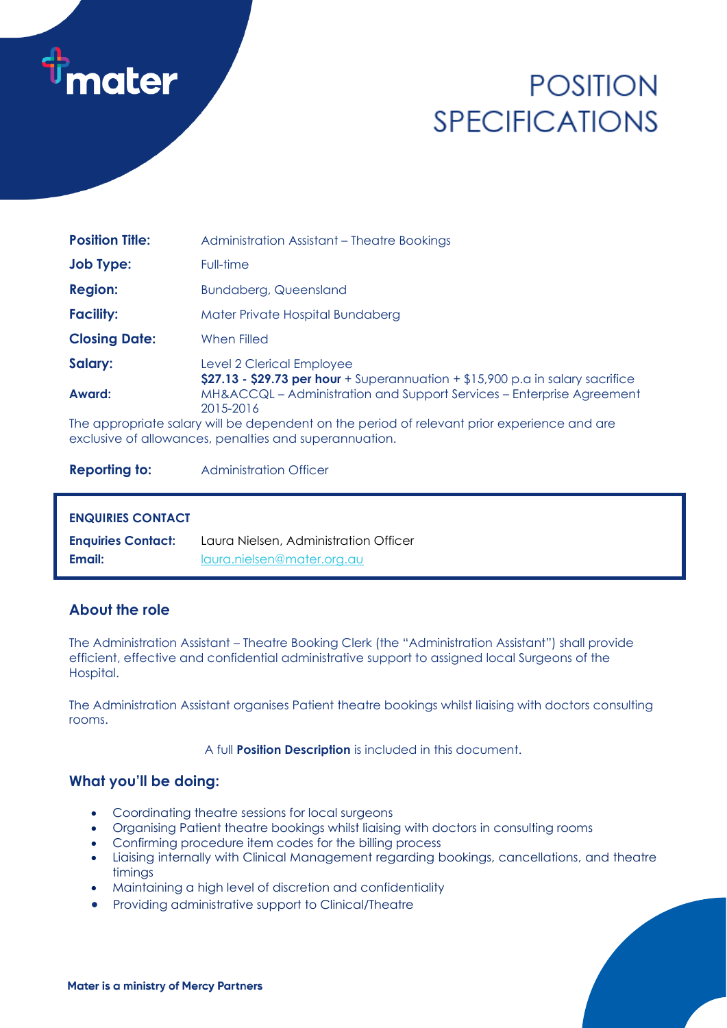# POSITION SPECIFICATIONS

| | |
|---|---|
| **Position Title:** | Administration Assistant – Theatre Bookings |
| **Job Type:** | Full-time |
| **Region:** | Bundaberg, Queensland |
| **Facility:** | Mater Private Hospital Bundaberg |
| **Closing Date:** | When Filled |
| **Salary:** | Level 2 Clerical Employee<br>**$27.13 - $29.73 per hour** + Superannuation + $15,900 p.a in salary sacrifice |
| **Award:** | MH&ACCQL – Administration and Support Services – Enterprise Agreement 2015-2016 |

The appropriate salary will be dependent on the period of relevant prior experience and are exclusive of allowances, penalties and superannuation.

**Reporting to:** Administration Officer

**ENQUIRIES CONTACT**

**Enquiries Contact:** Laura Nielsen, Administration Officer
**Email:** laura.nielsen@mater.org.au

## About the role

The Administration Assistant – Theatre Booking Clerk (the "Administration Assistant") shall provide efficient, effective and confidential administrative support to assigned local Surgeons of the Hospital.

The Administration Assistant organises Patient theatre bookings whilst liaising with doctors consulting rooms.

A full **Position Description** is included in this document.

## What you'll be doing:

- Coordinating theatre sessions for local surgeons
- Organising Patient theatre bookings whilst liaising with doctors in consulting rooms
- Confirming procedure item codes for the billing process
- Liaising internally with Clinical Management regarding bookings, cancellations, and theatre timings
- Maintaining a high level of discretion and confidentiality
- Providing administrative support to Clinical/Theatre

**Mater is a ministry of Mercy Partners**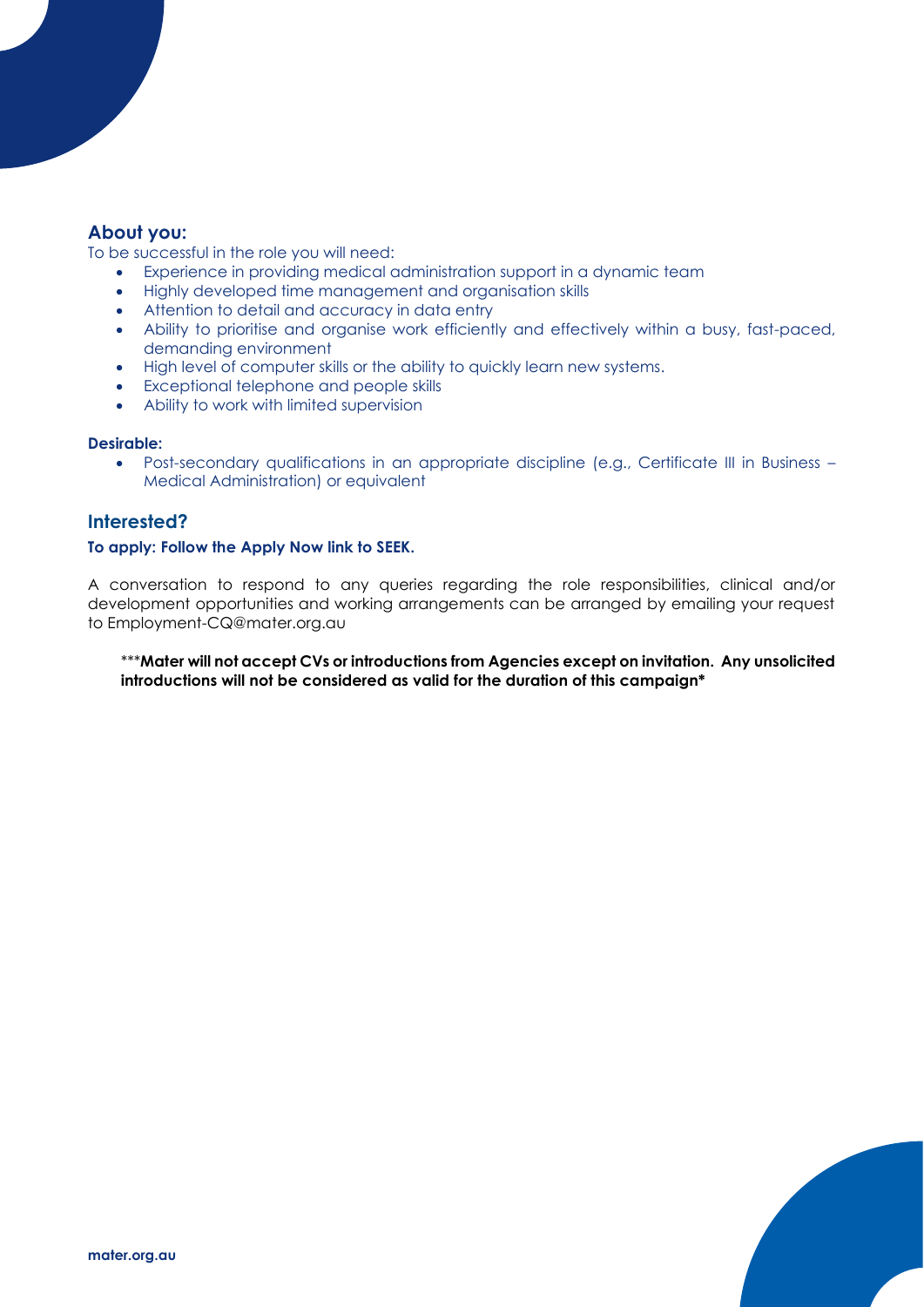## About you:

To be successful in the role you will need:

- Experience in providing medical administration support in a dynamic team
- Highly developed time management and organisation skills
- Attention to detail and accuracy in data entry
- Ability to prioritise and organise work efficiently and effectively within a busy, fast-paced, demanding environment
- High level of computer skills or the ability to quickly learn new systems.
- Exceptional telephone and people skills
- Ability to work with limited supervision

**Desirable:**

- Post-secondary qualifications in an appropriate discipline (e.g., Certificate III in Business – Medical Administration) or equivalent

## Interested?

**To apply: Follow the Apply Now link to SEEK.**

A conversation to respond to any queries regarding the role responsibilities, clinical and/or development opportunities and working arrangements can be arranged by emailing your request to Employment-CQ@mater.org.au

***Mater will not accept CVs or introductions from Agencies except on invitation. Any unsolicited introductions will not be considered as valid for the duration of this campaign***

mater.org.au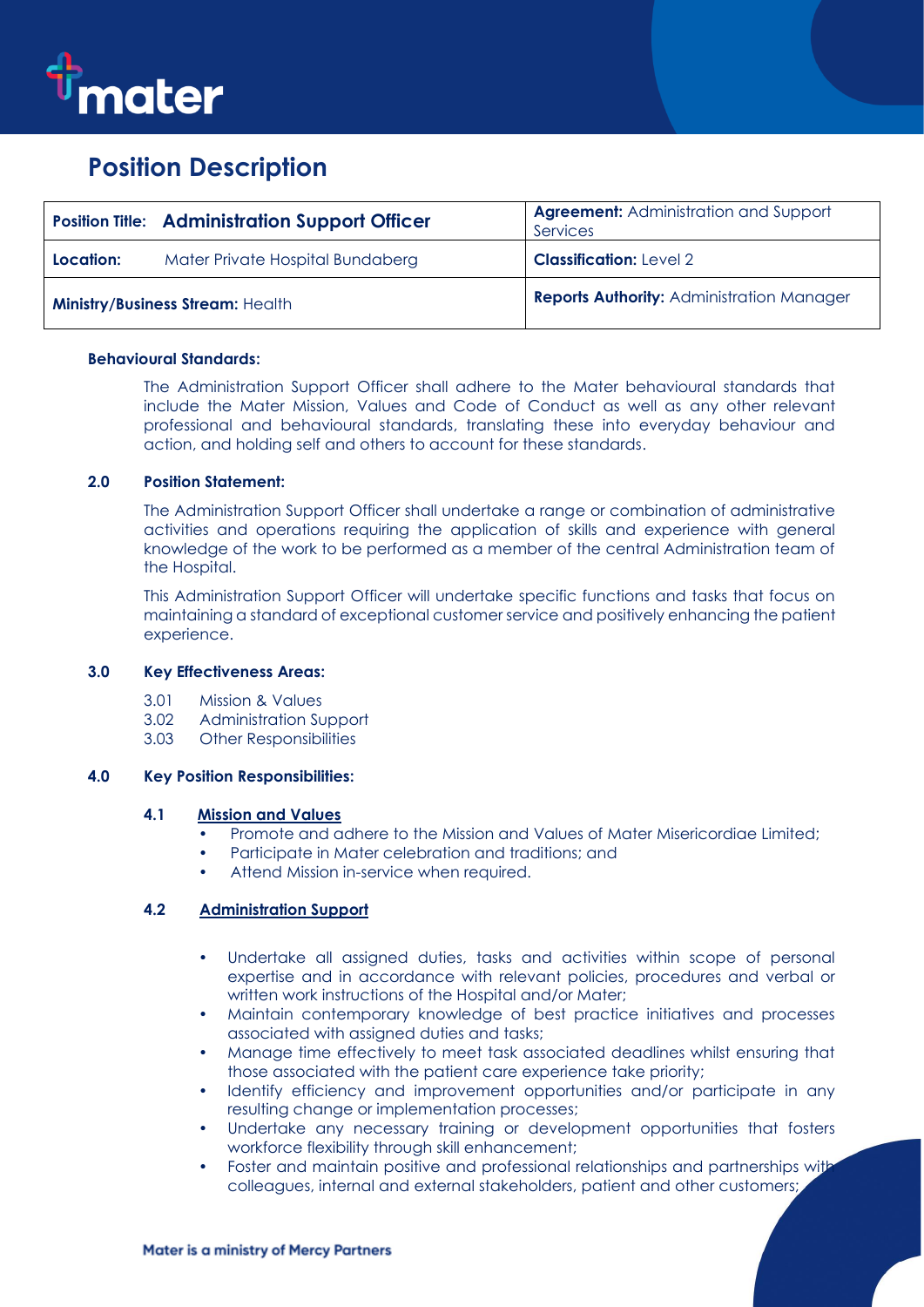# Position Description

| Position Title: **Administration Support Officer** | **Agreement:** Administration and Support Services |
|---|---|
| **Location:** Mater Private Hospital Bundaberg | **Classification:** Level 2 |
| **Ministry/Business Stream:** Health | **Reports Authority:** Administration Manager |

**Behavioural Standards:**

The Administration Support Officer shall adhere to the Mater behavioural standards that include the Mater Mission, Values and Code of Conduct as well as any other relevant professional and behavioural standards, translating these into everyday behaviour and action, and holding self and others to account for these standards.

**2.0 Position Statement:**

The Administration Support Officer shall undertake a range or combination of administrative activities and operations requiring the application of skills and experience with general knowledge of the work to be performed as a member of the central Administration team of the Hospital.

This Administration Support Officer will undertake specific functions and tasks that focus on maintaining a standard of exceptional customer service and positively enhancing the patient experience.

**3.0 Key Effectiveness Areas:**

3.01 Mission & Values
3.02 Administration Support
3.03 Other Responsibilities

**4.0 Key Position Responsibilities:**

**4.1 Mission and Values**

- Promote and adhere to the Mission and Values of Mater Misericordiae Limited;
- Participate in Mater celebration and traditions; and
- Attend Mission in-service when required.

**4.2 Administration Support**

- Undertake all assigned duties, tasks and activities within scope of personal expertise and in accordance with relevant policies, procedures and verbal or written work instructions of the Hospital and/or Mater;
- Maintain contemporary knowledge of best practice initiatives and processes associated with assigned duties and tasks;
- Manage time effectively to meet task associated deadlines whilst ensuring that those associated with the patient care experience take priority;
- Identify efficiency and improvement opportunities and/or participate in any resulting change or implementation processes;
- Undertake any necessary training or development opportunities that fosters workforce flexibility through skill enhancement;
- Foster and maintain positive and professional relationships and partnerships with colleagues, internal and external stakeholders, patient and other customers;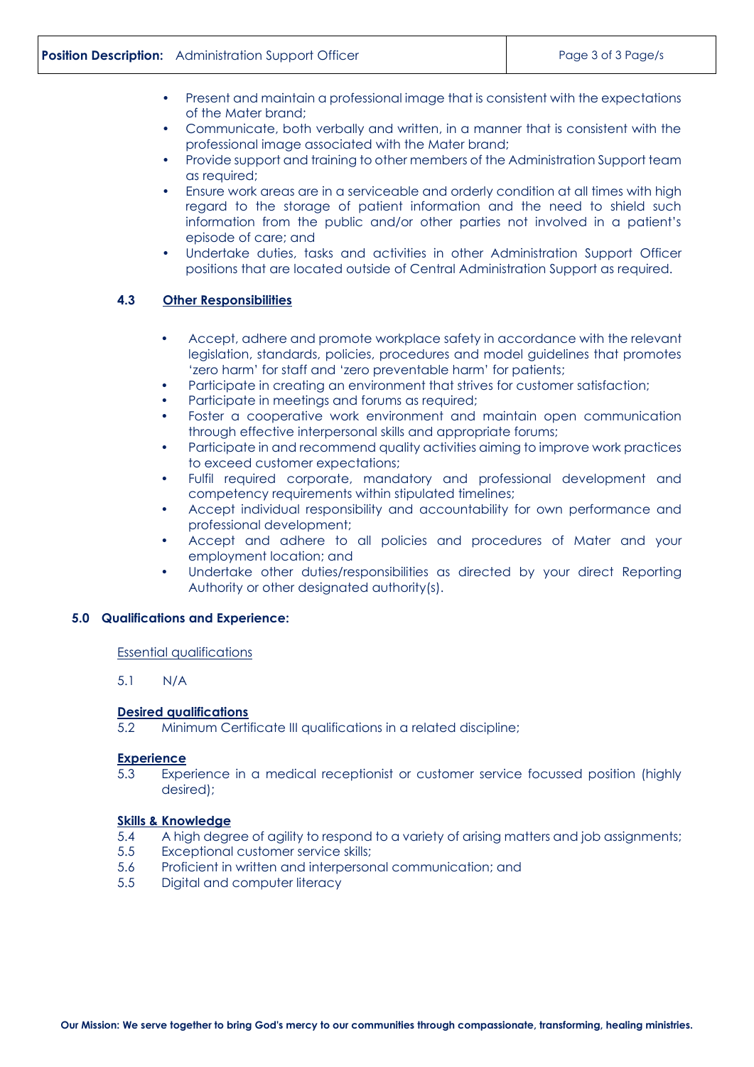- Present and maintain a professional image that is consistent with the expectations of the Mater brand;
- Communicate, both verbally and written, in a manner that is consistent with the professional image associated with the Mater brand;
- Provide support and training to other members of the Administration Support team as required;
- Ensure work areas are in a serviceable and orderly condition at all times with high regard to the storage of patient information and the need to shield such information from the public and/or other parties not involved in a patient's episode of care; and
- Undertake duties, tasks and activities in other Administration Support Officer positions that are located outside of Central Administration Support as required.

### 4.3 Other Responsibilities

- Accept, adhere and promote workplace safety in accordance with the relevant legislation, standards, policies, procedures and model guidelines that promotes 'zero harm' for staff and 'zero preventable harm' for patients;
- Participate in creating an environment that strives for customer satisfaction;
- Participate in meetings and forums as required;
- Foster a cooperative work environment and maintain open communication through effective interpersonal skills and appropriate forums;
- Participate in and recommend quality activities aiming to improve work practices to exceed customer expectations;
- Fulfil required corporate, mandatory and professional development and competency requirements within stipulated timelines;
- Accept individual responsibility and accountability for own performance and professional development;
- Accept and adhere to all policies and procedures of Mater and your employment location; and
- Undertake other duties/responsibilities as directed by your direct Reporting Authority or other designated authority(s).

## 5.0 Qualifications and Experience:

Essential qualifications

5.1 N/A

**Desired qualifications**

5.2 Minimum Certificate III qualifications in a related discipline;

**Experience**

5.3 Experience in a medical receptionist or customer service focussed position (highly desired);

**Skills & Knowledge**

5.4 A high degree of agility to respond to a variety of arising matters and job assignments;
5.5 Exceptional customer service skills;
5.6 Proficient in written and interpersonal communication; and
5.5 Digital and computer literacy

Our Mission: We serve together to bring God's mercy to our communities through compassionate, transforming, healing ministries.